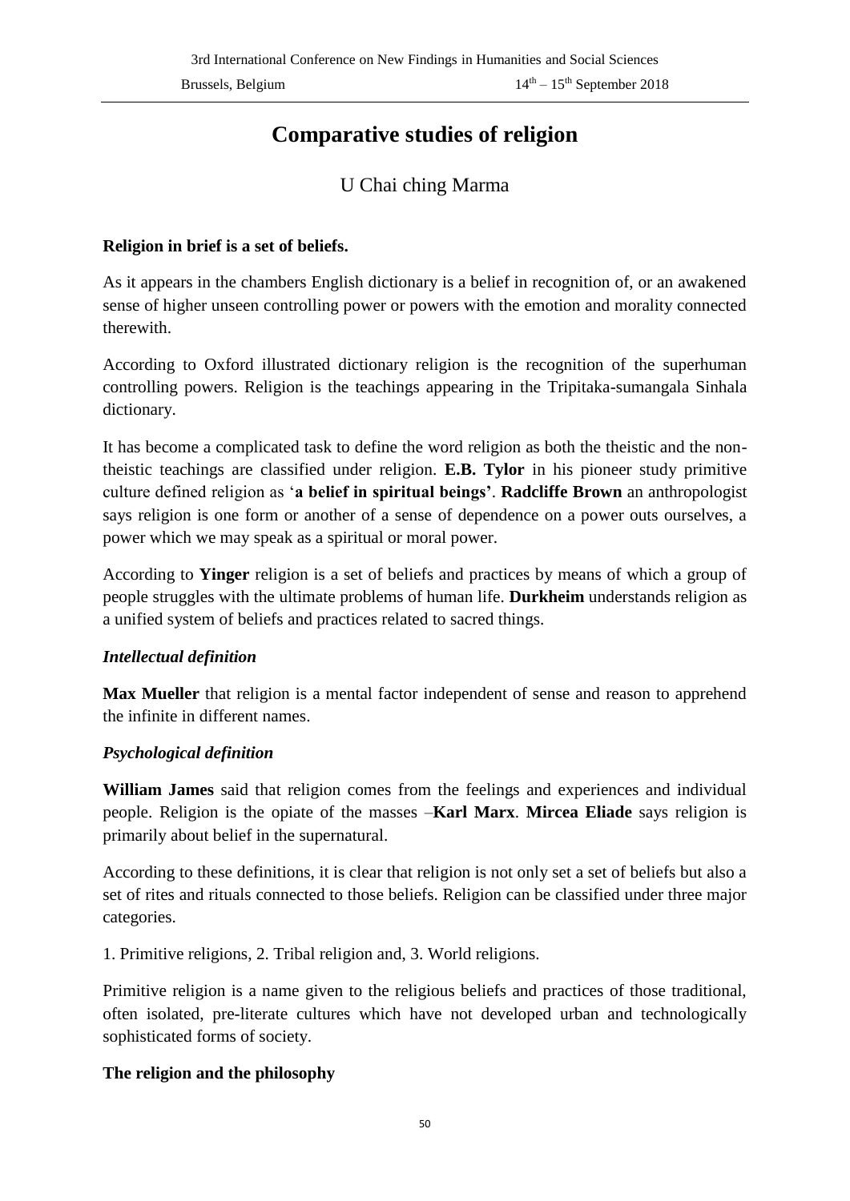# Comparative studies of religion

U Chai ching Marma

**Religion in brief is a set of beliefs.**

As it appears in the chambers English dictionary is a belief in recognition of, or an awakened sense of higher unseen controlling power or powers with the emotion and morality connected therewith.

According to Oxford illustrated dictionary religion is the recognition of the superhuman controlling powers. Religion is the teachings appearing in the Tripitaka-sumangala Sinhala dictionary.

It has become a complicated task to define the word religion as both the theistic and the non-theistic teachings are classified under religion. **E.B. Tylor** in his pioneer study primitive culture defined religion as '**a belief in spiritual beings'**. **Radcliffe Brown** an anthropologist says religion is one form or another of a sense of dependence on a power outs ourselves, a power which we may speak as a spiritual or moral power.

According to **Yinger** religion is a set of beliefs and practices by means of which a group of people struggles with the ultimate problems of human life. **Durkheim** understands religion as a unified system of beliefs and practices related to sacred things.

### *Intellectual definition*

**Max Mueller** that religion is a mental factor independent of sense and reason to apprehend the infinite in different names.

### *Psychological definition*

**William James** said that religion comes from the feelings and experiences and individual people. Religion is the opiate of the masses –**Karl Marx**. **Mircea Eliade** says religion is primarily about belief in the supernatural.

According to these definitions, it is clear that religion is not only set a set of beliefs but also a set of rites and rituals connected to those beliefs. Religion can be classified under three major categories.

1. Primitive religions, 2. Tribal religion and, 3. World religions.

Primitive religion is a name given to the religious beliefs and practices of those traditional, often isolated, pre-literate cultures which have not developed urban and technologically sophisticated forms of society.

**The religion and the philosophy**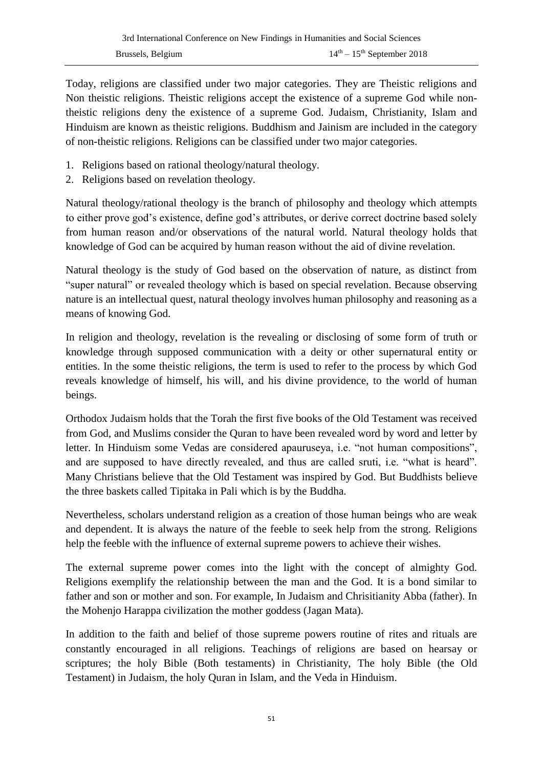Today, religions are classified under two major categories. They are Theistic religions and Non theistic religions. Theistic religions accept the existence of a supreme God while non-theistic religions deny the existence of a supreme God. Judaism, Christianity, Islam and Hinduism are known as theistic religions. Buddhism and Jainism are included in the category of non-theistic religions. Religions can be classified under two major categories.

1. Religions based on rational theology/natural theology.
2. Religions based on revelation theology.

Natural theology/rational theology is the branch of philosophy and theology which attempts to either prove god's existence, define god's attributes, or derive correct doctrine based solely from human reason and/or observations of the natural world. Natural theology holds that knowledge of God can be acquired by human reason without the aid of divine revelation.

Natural theology is the study of God based on the observation of nature, as distinct from "super natural" or revealed theology which is based on special revelation. Because observing nature is an intellectual quest, natural theology involves human philosophy and reasoning as a means of knowing God.

In religion and theology, revelation is the revealing or disclosing of some form of truth or knowledge through supposed communication with a deity or other supernatural entity or entities. In the some theistic religions, the term is used to refer to the process by which God reveals knowledge of himself, his will, and his divine providence, to the world of human beings.

Orthodox Judaism holds that the Torah the first five books of the Old Testament was received from God, and Muslims consider the Quran to have been revealed word by word and letter by letter. In Hinduism some Vedas are considered apauruseya, i.e. "not human compositions", and are supposed to have directly revealed, and thus are called sruti, i.e. "what is heard". Many Christians believe that the Old Testament was inspired by God. But Buddhists believe the three baskets called Tipitaka in Pali which is by the Buddha.

Nevertheless, scholars understand religion as a creation of those human beings who are weak and dependent. It is always the nature of the feeble to seek help from the strong. Religions help the feeble with the influence of external supreme powers to achieve their wishes.

The external supreme power comes into the light with the concept of almighty God. Religions exemplify the relationship between the man and the God. It is a bond similar to father and son or mother and son. For example, In Judaism and Chrisitianity Abba (father). In the Mohenjo Harappa civilization the mother goddess (Jagan Mata).

In addition to the faith and belief of those supreme powers routine of rites and rituals are constantly encouraged in all religions. Teachings of religions are based on hearsay or scriptures; the holy Bible (Both testaments) in Christianity, The holy Bible (the Old Testament) in Judaism, the holy Quran in Islam, and the Veda in Hinduism.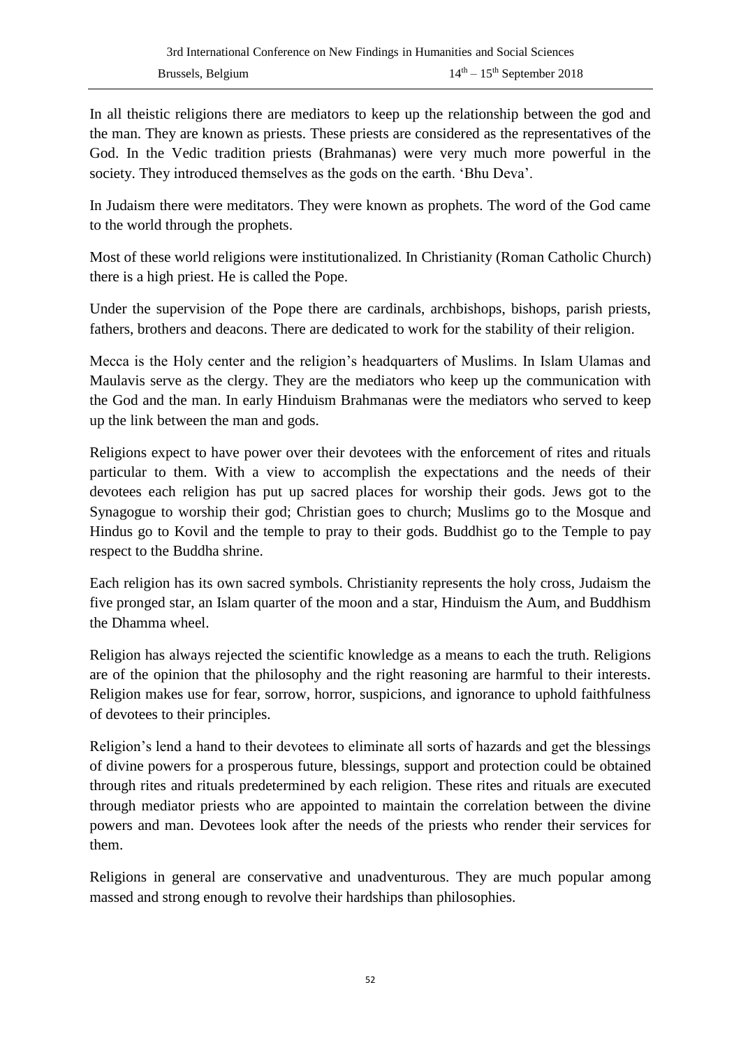In all theistic religions there are mediators to keep up the relationship between the god and the man. They are known as priests. These priests are considered as the representatives of the God. In the Vedic tradition priests (Brahmanas) were very much more powerful in the society. They introduced themselves as the gods on the earth. 'Bhu Deva'.

In Judaism there were meditators. They were known as prophets. The word of the God came to the world through the prophets.

Most of these world religions were institutionalized. In Christianity (Roman Catholic Church) there is a high priest. He is called the Pope.

Under the supervision of the Pope there are cardinals, archbishops, bishops, parish priests, fathers, brothers and deacons. There are dedicated to work for the stability of their religion.

Mecca is the Holy center and the religion's headquarters of Muslims. In Islam Ulamas and Maulavis serve as the clergy. They are the mediators who keep up the communication with the God and the man. In early Hinduism Brahmanas were the mediators who served to keep up the link between the man and gods.

Religions expect to have power over their devotees with the enforcement of rites and rituals particular to them. With a view to accomplish the expectations and the needs of their devotees each religion has put up sacred places for worship their gods. Jews got to the Synagogue to worship their god; Christian goes to church; Muslims go to the Mosque and Hindus go to Kovil and the temple to pray to their gods. Buddhist go to the Temple to pay respect to the Buddha shrine.

Each religion has its own sacred symbols. Christianity represents the holy cross, Judaism the five pronged star, an Islam quarter of the moon and a star, Hinduism the Aum, and Buddhism the Dhamma wheel.

Religion has always rejected the scientific knowledge as a means to each the truth. Religions are of the opinion that the philosophy and the right reasoning are harmful to their interests. Religion makes use for fear, sorrow, horror, suspicions, and ignorance to uphold faithfulness of devotees to their principles.

Religion's lend a hand to their devotees to eliminate all sorts of hazards and get the blessings of divine powers for a prosperous future, blessings, support and protection could be obtained through rites and rituals predetermined by each religion. These rites and rituals are executed through mediator priests who are appointed to maintain the correlation between the divine powers and man. Devotees look after the needs of the priests who render their services for them.

Religions in general are conservative and unadventurous. They are much popular among massed and strong enough to revolve their hardships than philosophies.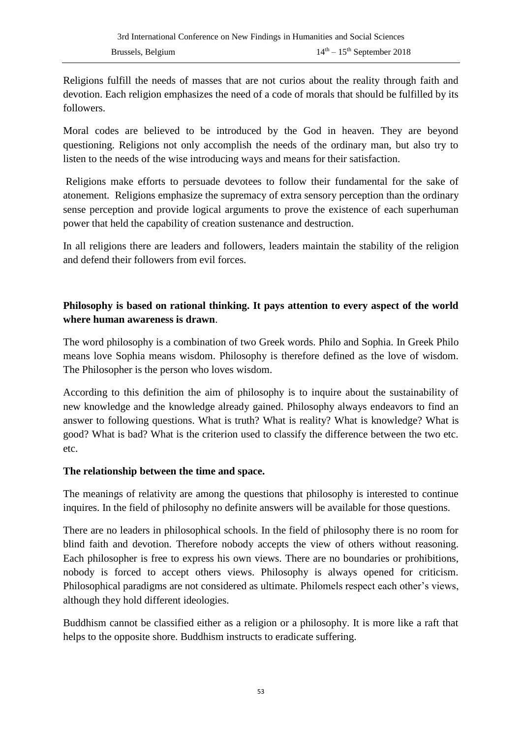Religions fulfill the needs of masses that are not curios about the reality through faith and devotion. Each religion emphasizes the need of a code of morals that should be fulfilled by its followers.

Moral codes are believed to be introduced by the God in heaven. They are beyond questioning. Religions not only accomplish the needs of the ordinary man, but also try to listen to the needs of the wise introducing ways and means for their satisfaction.

Religions make efforts to persuade devotees to follow their fundamental for the sake of atonement. Religions emphasize the supremacy of extra sensory perception than the ordinary sense perception and provide logical arguments to prove the existence of each superhuman power that held the capability of creation sustenance and destruction.

In all religions there are leaders and followers, leaders maintain the stability of the religion and defend their followers from evil forces.

**Philosophy is based on rational thinking. It pays attention to every aspect of the world where human awareness is drawn**.

The word philosophy is a combination of two Greek words. Philo and Sophia. In Greek Philo means love Sophia means wisdom. Philosophy is therefore defined as the love of wisdom. The Philosopher is the person who loves wisdom.

According to this definition the aim of philosophy is to inquire about the sustainability of new knowledge and the knowledge already gained. Philosophy always endeavors to find an answer to following questions. What is truth? What is reality? What is knowledge? What is good? What is bad? What is the criterion used to classify the difference between the two etc. etc.

**The relationship between the time and space.**

The meanings of relativity are among the questions that philosophy is interested to continue inquires. In the field of philosophy no definite answers will be available for those questions.

There are no leaders in philosophical schools. In the field of philosophy there is no room for blind faith and devotion. Therefore nobody accepts the view of others without reasoning. Each philosopher is free to express his own views. There are no boundaries or prohibitions, nobody is forced to accept others views. Philosophy is always opened for criticism. Philosophical paradigms are not considered as ultimate. Philomels respect each other's views, although they hold different ideologies.

Buddhism cannot be classified either as a religion or a philosophy. It is more like a raft that helps to the opposite shore. Buddhism instructs to eradicate suffering.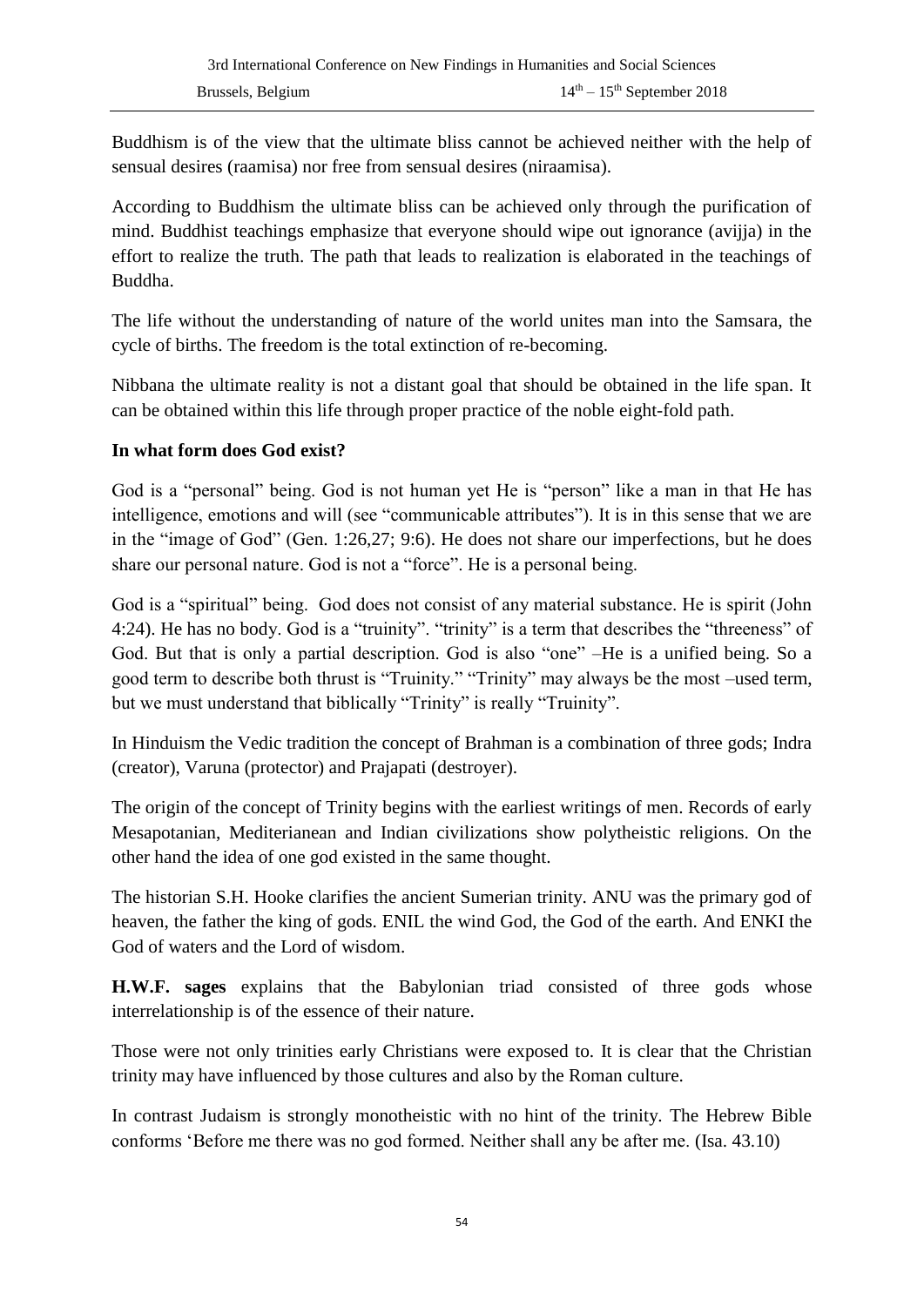Buddhism is of the view that the ultimate bliss cannot be achieved neither with the help of sensual desires (raamisa) nor free from sensual desires (niraamisa).

According to Buddhism the ultimate bliss can be achieved only through the purification of mind. Buddhist teachings emphasize that everyone should wipe out ignorance (avijja) in the effort to realize the truth. The path that leads to realization is elaborated in the teachings of Buddha.

The life without the understanding of nature of the world unites man into the Samsara, the cycle of births. The freedom is the total extinction of re-becoming.

Nibbana the ultimate reality is not a distant goal that should be obtained in the life span. It can be obtained within this life through proper practice of the noble eight-fold path.

**In what form does God exist?**

God is a "personal" being. God is not human yet He is "person" like a man in that He has intelligence, emotions and will (see "communicable attributes"). It is in this sense that we are in the "image of God" (Gen. 1:26,27; 9:6). He does not share our imperfections, but he does share our personal nature. God is not a "force". He is a personal being.

God is a "spiritual" being. God does not consist of any material substance. He is spirit (John 4:24). He has no body. God is a "truinity". "trinity" is a term that describes the "threeness" of God. But that is only a partial description. God is also "one" –He is a unified being. So a good term to describe both thrust is "Truinity." "Trinity" may always be the most –used term, but we must understand that biblically "Trinity" is really "Truinity".

In Hinduism the Vedic tradition the concept of Brahman is a combination of three gods; Indra (creator), Varuna (protector) and Prajapati (destroyer).

The origin of the concept of Trinity begins with the earliest writings of men. Records of early Mesapotanian, Mediterianean and Indian civilizations show polytheistic religions. On the other hand the idea of one god existed in the same thought.

The historian S.H. Hooke clarifies the ancient Sumerian trinity. ANU was the primary god of heaven, the father the king of gods. ENIL the wind God, the God of the earth. And ENKI the God of waters and the Lord of wisdom.

**H.W.F. sages** explains that the Babylonian triad consisted of three gods whose interrelationship is of the essence of their nature.

Those were not only trinities early Christians were exposed to. It is clear that the Christian trinity may have influenced by those cultures and also by the Roman culture.

In contrast Judaism is strongly monotheistic with no hint of the trinity. The Hebrew Bible conforms 'Before me there was no god formed. Neither shall any be after me. (Isa. 43.10)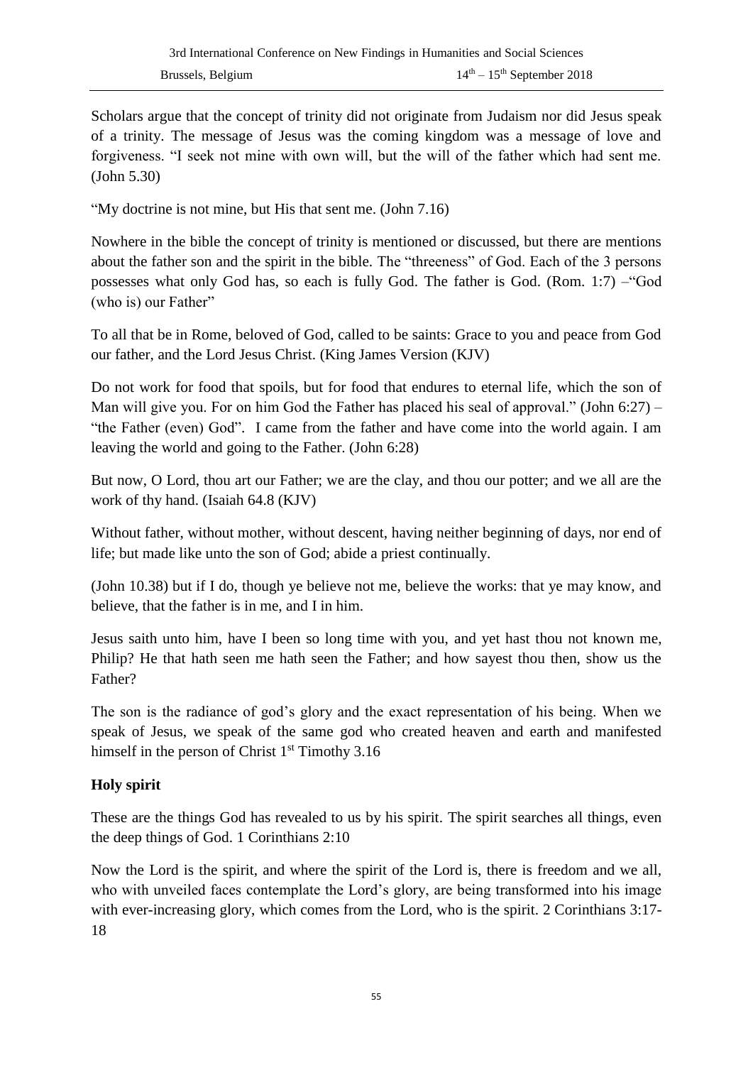Scholars argue that the concept of trinity did not originate from Judaism nor did Jesus speak of a trinity. The message of Jesus was the coming kingdom was a message of love and forgiveness. “I seek not mine with own will, but the will of the father which had sent me. (John 5.30)

“My doctrine is not mine, but His that sent me. (John 7.16)

Nowhere in the bible the concept of trinity is mentioned or discussed, but there are mentions about the father son and the spirit in the bible. The “threeness” of God. Each of the 3 persons possesses what only God has, so each is fully God. The father is God. (Rom. 1:7) –“God (who is) our Father”

To all that be in Rome, beloved of God, called to be saints: Grace to you and peace from God our father, and the Lord Jesus Christ. (King James Version (KJV)

Do not work for food that spoils, but for food that endures to eternal life, which the son of Man will give you. For on him God the Father has placed his seal of approval.” (John 6:27) – “the Father (even) God”. I came from the father and have come into the world again. I am leaving the world and going to the Father. (John 6:28)

But now, O Lord, thou art our Father; we are the clay, and thou our potter; and we all are the work of thy hand. (Isaiah 64.8 (KJV)

Without father, without mother, without descent, having neither beginning of days, nor end of life; but made like unto the son of God; abide a priest continually.

(John 10.38) but if I do, though ye believe not me, believe the works: that ye may know, and believe, that the father is in me, and I in him.

Jesus saith unto him, have I been so long time with you, and yet hast thou not known me, Philip? He that hath seen me hath seen the Father; and how sayest thou then, show us the Father?

The son is the radiance of god’s glory and the exact representation of his being. When we speak of Jesus, we speak of the same god who created heaven and earth and manifested himself in the person of Christ 1st Timothy 3.16

**Holy spirit**

These are the things God has revealed to us by his spirit. The spirit searches all things, even the deep things of God. 1 Corinthians 2:10

Now the Lord is the spirit, and where the spirit of the Lord is, there is freedom and we all, who with unveiled faces contemplate the Lord’s glory, are being transformed into his image with ever-increasing glory, which comes from the Lord, who is the spirit. 2 Corinthians 3:17-18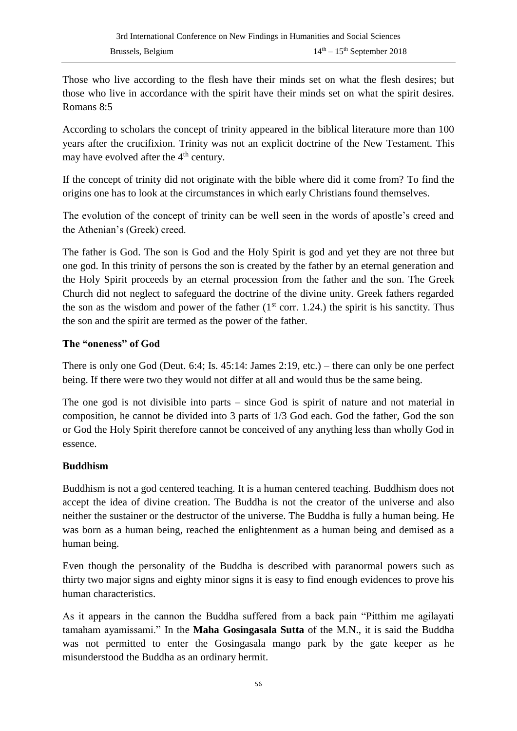Those who live according to the flesh have their minds set on what the flesh desires; but those who live in accordance with the spirit have their minds set on what the spirit desires. Romans 8:5

According to scholars the concept of trinity appeared in the biblical literature more than 100 years after the crucifixion. Trinity was not an explicit doctrine of the New Testament. This may have evolved after the 4th century.

If the concept of trinity did not originate with the bible where did it come from? To find the origins one has to look at the circumstances in which early Christians found themselves.

The evolution of the concept of trinity can be well seen in the words of apostle's creed and the Athenian's (Greek) creed.

The father is God. The son is God and the Holy Spirit is god and yet they are not three but one god. In this trinity of persons the son is created by the father by an eternal generation and the Holy Spirit proceeds by an eternal procession from the father and the son. The Greek Church did not neglect to safeguard the doctrine of the divine unity. Greek fathers regarded the son as the wisdom and power of the father (1st corr. 1.24.) the spirit is his sanctity. Thus the son and the spirit are termed as the power of the father.

**The "oneness" of God**

There is only one God (Deut. 6:4; Is. 45:14: James 2:19, etc.) – there can only be one perfect being. If there were two they would not differ at all and would thus be the same being.

The one god is not divisible into parts – since God is spirit of nature and not material in composition, he cannot be divided into 3 parts of 1/3 God each. God the father, God the son or God the Holy Spirit therefore cannot be conceived of any anything less than wholly God in essence.

**Buddhism**

Buddhism is not a god centered teaching. It is a human centered teaching. Buddhism does not accept the idea of divine creation. The Buddha is not the creator of the universe and also neither the sustainer or the destructor of the universe. The Buddha is fully a human being. He was born as a human being, reached the enlightenment as a human being and demised as a human being.

Even though the personality of the Buddha is described with paranormal powers such as thirty two major signs and eighty minor signs it is easy to find enough evidences to prove his human characteristics.

As it appears in the cannon the Buddha suffered from a back pain "Pitthim me agilayati tamaham ayamissami." In the **Maha Gosingasala Sutta** of the M.N., it is said the Buddha was not permitted to enter the Gosingasala mango park by the gate keeper as he misunderstood the Buddha as an ordinary hermit.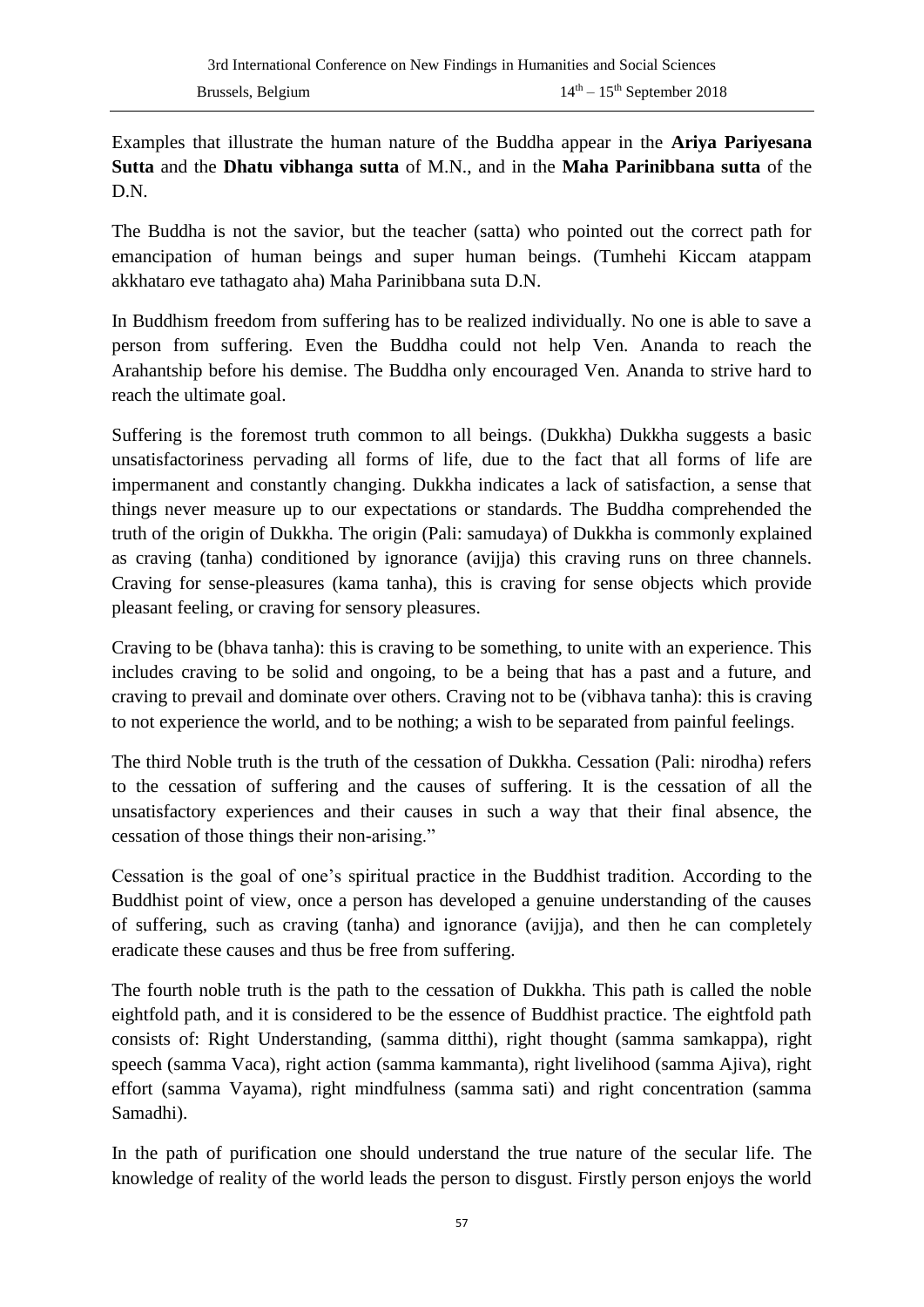Examples that illustrate the human nature of the Buddha appear in the **Ariya Pariyesana Sutta** and the **Dhatu vibhanga sutta** of M.N., and in the **Maha Parinibbana sutta** of the D.N.

The Buddha is not the savior, but the teacher (satta) who pointed out the correct path for emancipation of human beings and super human beings. (Tumhehi Kiccam atappam akkhataro eve tathagato aha) Maha Parinibbana suta D.N.

In Buddhism freedom from suffering has to be realized individually. No one is able to save a person from suffering. Even the Buddha could not help Ven. Ananda to reach the Arahantship before his demise. The Buddha only encouraged Ven. Ananda to strive hard to reach the ultimate goal.

Suffering is the foremost truth common to all beings. (Dukkha) Dukkha suggests a basic unsatisfactoriness pervading all forms of life, due to the fact that all forms of life are impermanent and constantly changing. Dukkha indicates a lack of satisfaction, a sense that things never measure up to our expectations or standards. The Buddha comprehended the truth of the origin of Dukkha. The origin (Pali: samudaya) of Dukkha is commonly explained as craving (tanha) conditioned by ignorance (avijja) this craving runs on three channels. Craving for sense-pleasures (kama tanha), this is craving for sense objects which provide pleasant feeling, or craving for sensory pleasures.

Craving to be (bhava tanha): this is craving to be something, to unite with an experience. This includes craving to be solid and ongoing, to be a being that has a past and a future, and craving to prevail and dominate over others. Craving not to be (vibhava tanha): this is craving to not experience the world, and to be nothing; a wish to be separated from painful feelings.

The third Noble truth is the truth of the cessation of Dukkha. Cessation (Pali: nirodha) refers to the cessation of suffering and the causes of suffering. It is the cessation of all the unsatisfactory experiences and their causes in such a way that their final absence, the cessation of those things their non-arising."

Cessation is the goal of one's spiritual practice in the Buddhist tradition. According to the Buddhist point of view, once a person has developed a genuine understanding of the causes of suffering, such as craving (tanha) and ignorance (avijja), and then he can completely eradicate these causes and thus be free from suffering.

The fourth noble truth is the path to the cessation of Dukkha. This path is called the noble eightfold path, and it is considered to be the essence of Buddhist practice. The eightfold path consists of: Right Understanding, (samma ditthi), right thought (samma samkappa), right speech (samma Vaca), right action (samma kammanta), right livelihood (samma Ajiva), right effort (samma Vayama), right mindfulness (samma sati) and right concentration (samma Samadhi).

In the path of purification one should understand the true nature of the secular life. The knowledge of reality of the world leads the person to disgust. Firstly person enjoys the world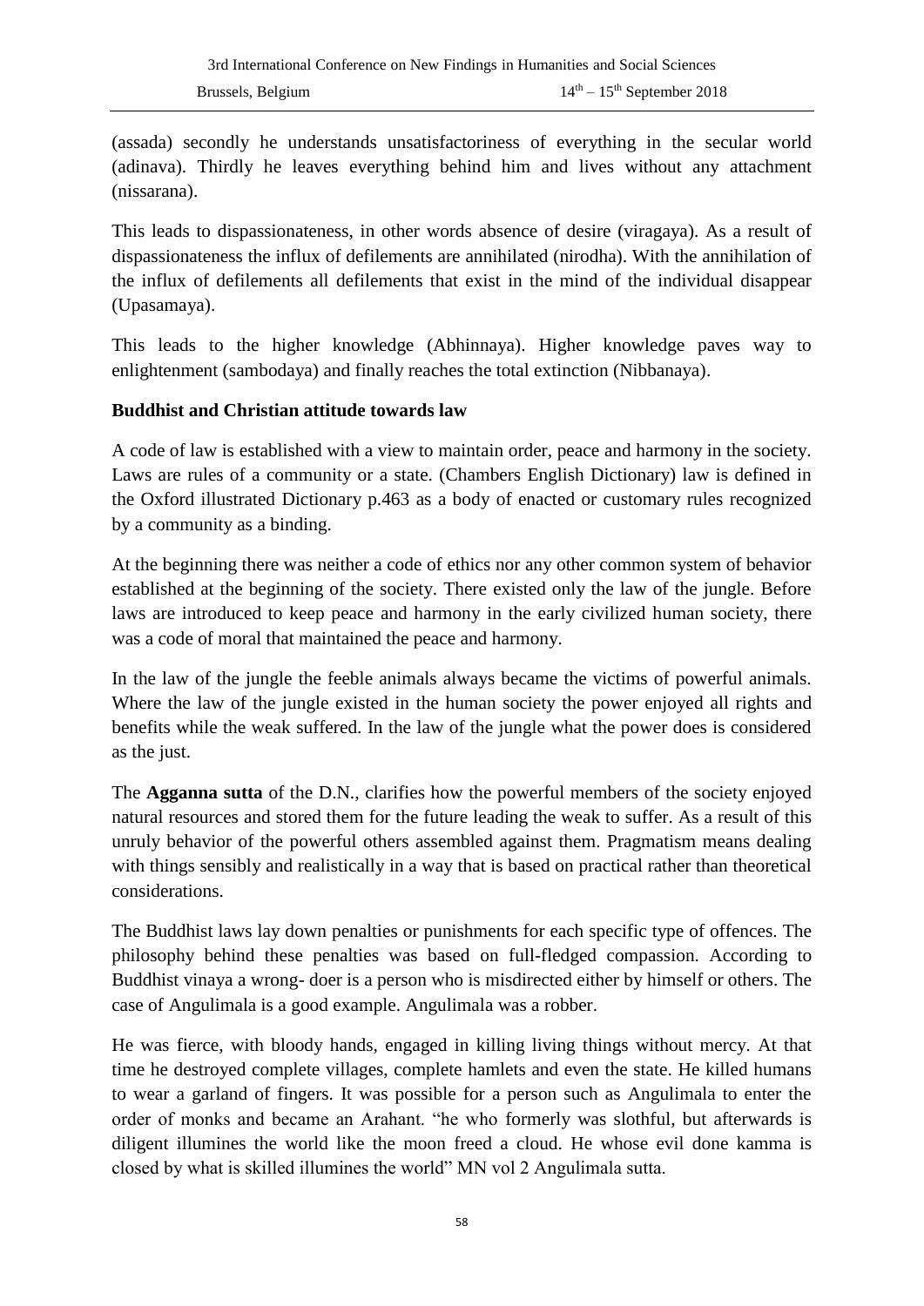(assada) secondly he understands unsatisfactoriness of everything in the secular world (adinava). Thirdly he leaves everything behind him and lives without any attachment (nissarana).

This leads to dispassionateness, in other words absence of desire (viragaya). As a result of dispassionateness the influx of defilements are annihilated (nirodha). With the annihilation of the influx of defilements all defilements that exist in the mind of the individual disappear (Upasamaya).

This leads to the higher knowledge (Abhinnaya). Higher knowledge paves way to enlightenment (sambodaya) and finally reaches the total extinction (Nibbanaya).

**Buddhist and Christian attitude towards law**

A code of law is established with a view to maintain order, peace and harmony in the society. Laws are rules of a community or a state. (Chambers English Dictionary) law is defined in the Oxford illustrated Dictionary p.463 as a body of enacted or customary rules recognized by a community as a binding.

At the beginning there was neither a code of ethics nor any other common system of behavior established at the beginning of the society. There existed only the law of the jungle. Before laws are introduced to keep peace and harmony in the early civilized human society, there was a code of moral that maintained the peace and harmony.

In the law of the jungle the feeble animals always became the victims of powerful animals. Where the law of the jungle existed in the human society the power enjoyed all rights and benefits while the weak suffered. In the law of the jungle what the power does is considered as the just.

The **Agganna sutta** of the D.N., clarifies how the powerful members of the society enjoyed natural resources and stored them for the future leading the weak to suffer. As a result of this unruly behavior of the powerful others assembled against them. Pragmatism means dealing with things sensibly and realistically in a way that is based on practical rather than theoretical considerations.

The Buddhist laws lay down penalties or punishments for each specific type of offences. The philosophy behind these penalties was based on full-fledged compassion. According to Buddhist vinaya a wrong- doer is a person who is misdirected either by himself or others. The case of Angulimala is a good example. Angulimala was a robber.

He was fierce, with bloody hands, engaged in killing living things without mercy. At that time he destroyed complete villages, complete hamlets and even the state. He killed humans to wear a garland of fingers. It was possible for a person such as Angulimala to enter the order of monks and became an Arahant. "he who formerly was slothful, but afterwards is diligent illumines the world like the moon freed a cloud. He whose evil done kamma is closed by what is skilled illumines the world" MN vol 2 Angulimala sutta.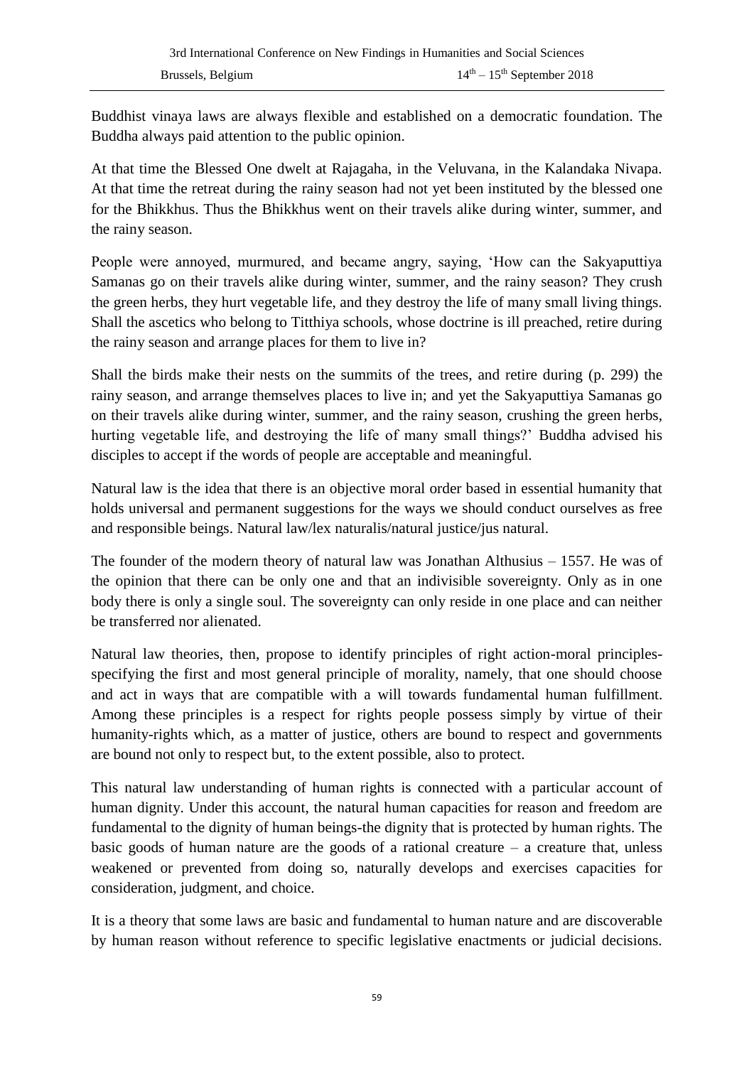Buddhist vinaya laws are always flexible and established on a democratic foundation. The Buddha always paid attention to the public opinion.

At that time the Blessed One dwelt at Rajagaha, in the Veluvana, in the Kalandaka Nivapa. At that time the retreat during the rainy season had not yet been instituted by the blessed one for the Bhikkhus. Thus the Bhikkhus went on their travels alike during winter, summer, and the rainy season.

People were annoyed, murmured, and became angry, saying, 'How can the Sakyaputtiya Samanas go on their travels alike during winter, summer, and the rainy season? They crush the green herbs, they hurt vegetable life, and they destroy the life of many small living things. Shall the ascetics who belong to Titthiya schools, whose doctrine is ill preached, retire during the rainy season and arrange places for them to live in?

Shall the birds make their nests on the summits of the trees, and retire during (p. 299) the rainy season, and arrange themselves places to live in; and yet the Sakyaputtiya Samanas go on their travels alike during winter, summer, and the rainy season, crushing the green herbs, hurting vegetable life, and destroying the life of many small things?' Buddha advised his disciples to accept if the words of people are acceptable and meaningful.

Natural law is the idea that there is an objective moral order based in essential humanity that holds universal and permanent suggestions for the ways we should conduct ourselves as free and responsible beings. Natural law/lex naturalis/natural justice/jus natural.

The founder of the modern theory of natural law was Jonathan Althusius – 1557. He was of the opinion that there can be only one and that an indivisible sovereignty. Only as in one body there is only a single soul. The sovereignty can only reside in one place and can neither be transferred nor alienated.

Natural law theories, then, propose to identify principles of right action-moral principles-specifying the first and most general principle of morality, namely, that one should choose and act in ways that are compatible with a will towards fundamental human fulfillment. Among these principles is a respect for rights people possess simply by virtue of their humanity-rights which, as a matter of justice, others are bound to respect and governments are bound not only to respect but, to the extent possible, also to protect.

This natural law understanding of human rights is connected with a particular account of human dignity. Under this account, the natural human capacities for reason and freedom are fundamental to the dignity of human beings-the dignity that is protected by human rights. The basic goods of human nature are the goods of a rational creature – a creature that, unless weakened or prevented from doing so, naturally develops and exercises capacities for consideration, judgment, and choice.

It is a theory that some laws are basic and fundamental to human nature and are discoverable by human reason without reference to specific legislative enactments or judicial decisions.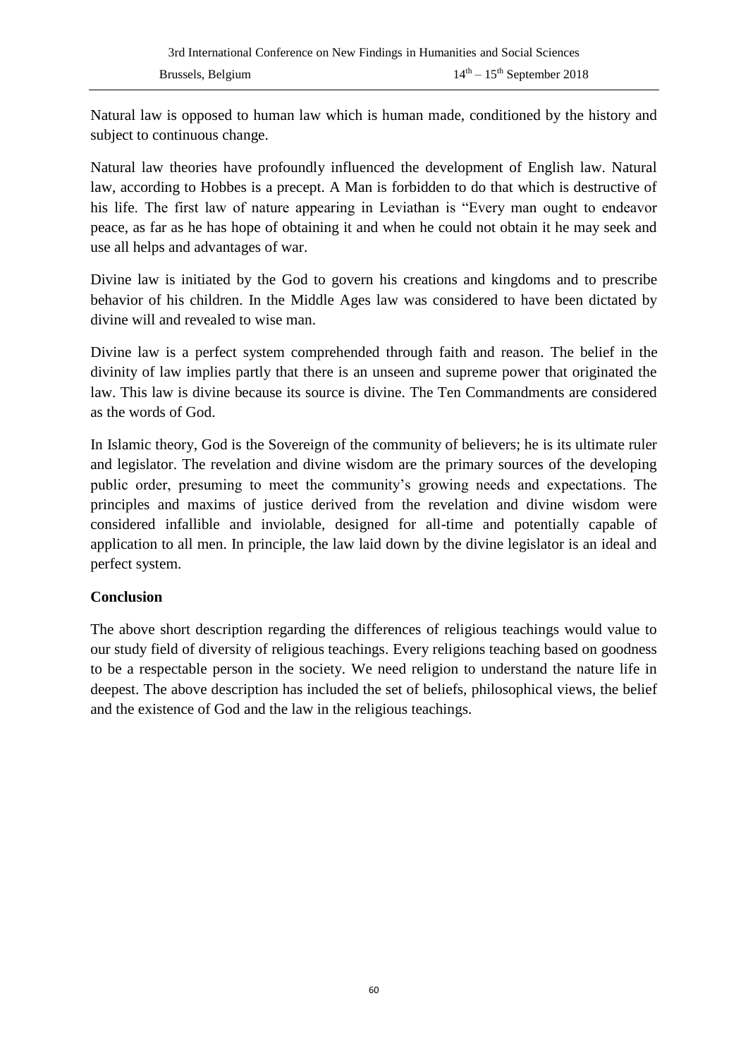Natural law is opposed to human law which is human made, conditioned by the history and subject to continuous change.

Natural law theories have profoundly influenced the development of English law. Natural law, according to Hobbes is a precept. A Man is forbidden to do that which is destructive of his life. The first law of nature appearing in Leviathan is "Every man ought to endeavor peace, as far as he has hope of obtaining it and when he could not obtain it he may seek and use all helps and advantages of war.

Divine law is initiated by the God to govern his creations and kingdoms and to prescribe behavior of his children. In the Middle Ages law was considered to have been dictated by divine will and revealed to wise man.

Divine law is a perfect system comprehended through faith and reason. The belief in the divinity of law implies partly that there is an unseen and supreme power that originated the law. This law is divine because its source is divine. The Ten Commandments are considered as the words of God.

In Islamic theory, God is the Sovereign of the community of believers; he is its ultimate ruler and legislator. The revelation and divine wisdom are the primary sources of the developing public order, presuming to meet the community's growing needs and expectations. The principles and maxims of justice derived from the revelation and divine wisdom were considered infallible and inviolable, designed for all-time and potentially capable of application to all men. In principle, the law laid down by the divine legislator is an ideal and perfect system.

## Conclusion

The above short description regarding the differences of religious teachings would value to our study field of diversity of religious teachings. Every religions teaching based on goodness to be a respectable person in the society. We need religion to understand the nature life in deepest. The above description has included the set of beliefs, philosophical views, the belief and the existence of God and the law in the religious teachings.